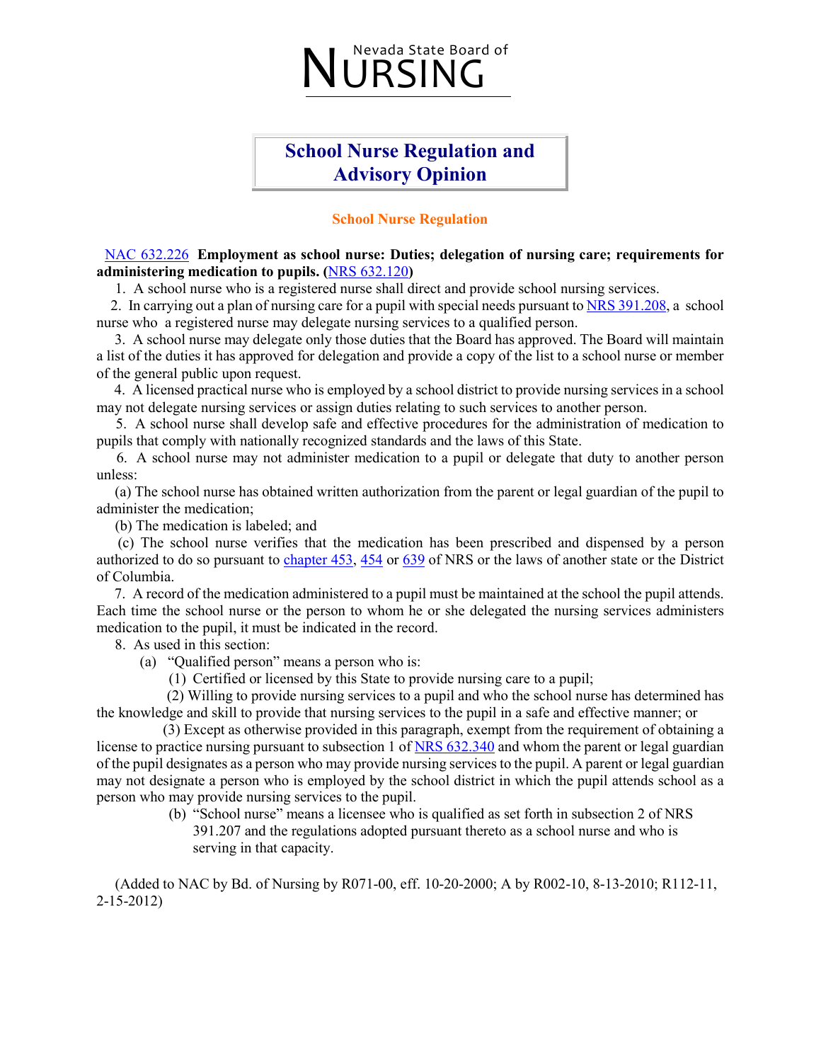Nevada State Board of NURSING

# School Nurse Regulation and Advisory Opinion

## School Nurse Regulation

NAC 632.226 **Employment as school nurse: Duties; delegation of nursing care; requirements for administering medication to pupils. (NRS 632.120)**

1. A school nurse who is a registered nurse shall direct and provide school nursing services.

2. In carrying out a plan of nursing care for a pupil with special needs pursuant to NRS 391.208, a school nurse who a registered nurse may delegate nursing services to a qualified person.

3. A school nurse may delegate only those duties that the Board has approved. The Board will maintain a list of the duties it has approved for delegation and provide a copy of the list to a school nurse or member of the general public upon request.

4. A licensed practical nurse who is employed by a school district to provide nursing services in a school may not delegate nursing services or assign duties relating to such services to another person.

5. A school nurse shall develop safe and effective procedures for the administration of medication to pupils that comply with nationally recognized standards and the laws of this State.

6. A school nurse may not administer medication to a pupil or delegate that duty to another person unless:

(a) The school nurse has obtained written authorization from the parent or legal guardian of the pupil to administer the medication;

(b) The medication is labeled; and

(c) The school nurse verifies that the medication has been prescribed and dispensed by a person authorized to do so pursuant to chapter 453, 454 or 639 of NRS or the laws of another state or the District of Columbia.

7. A record of the medication administered to a pupil must be maintained at the school the pupil attends. Each time the school nurse or the person to whom he or she delegated the nursing services administers medication to the pupil, it must be indicated in the record.

8. As used in this section:

(a) "Qualified person" means a person who is:

(1) Certified or licensed by this State to provide nursing care to a pupil;

(2) Willing to provide nursing services to a pupil and who the school nurse has determined has the knowledge and skill to provide that nursing services to the pupil in a safe and effective manner; or

(3) Except as otherwise provided in this paragraph, exempt from the requirement of obtaining a license to practice nursing pursuant to subsection 1 of NRS 632.340 and whom the parent or legal guardian of the pupil designates as a person who may provide nursing services to the pupil. A parent or legal guardian may not designate a person who is employed by the school district in which the pupil attends school as a person who may provide nursing services to the pupil.

(b) "School nurse" means a licensee who is qualified as set forth in subsection 2 of NRS 391.207 and the regulations adopted pursuant thereto as a school nurse and who is serving in that capacity.

(Added to NAC by Bd. of Nursing by R071-00, eff. 10-20-2000; A by R002-10, 8-13-2010; R112-11, 2-15-2012)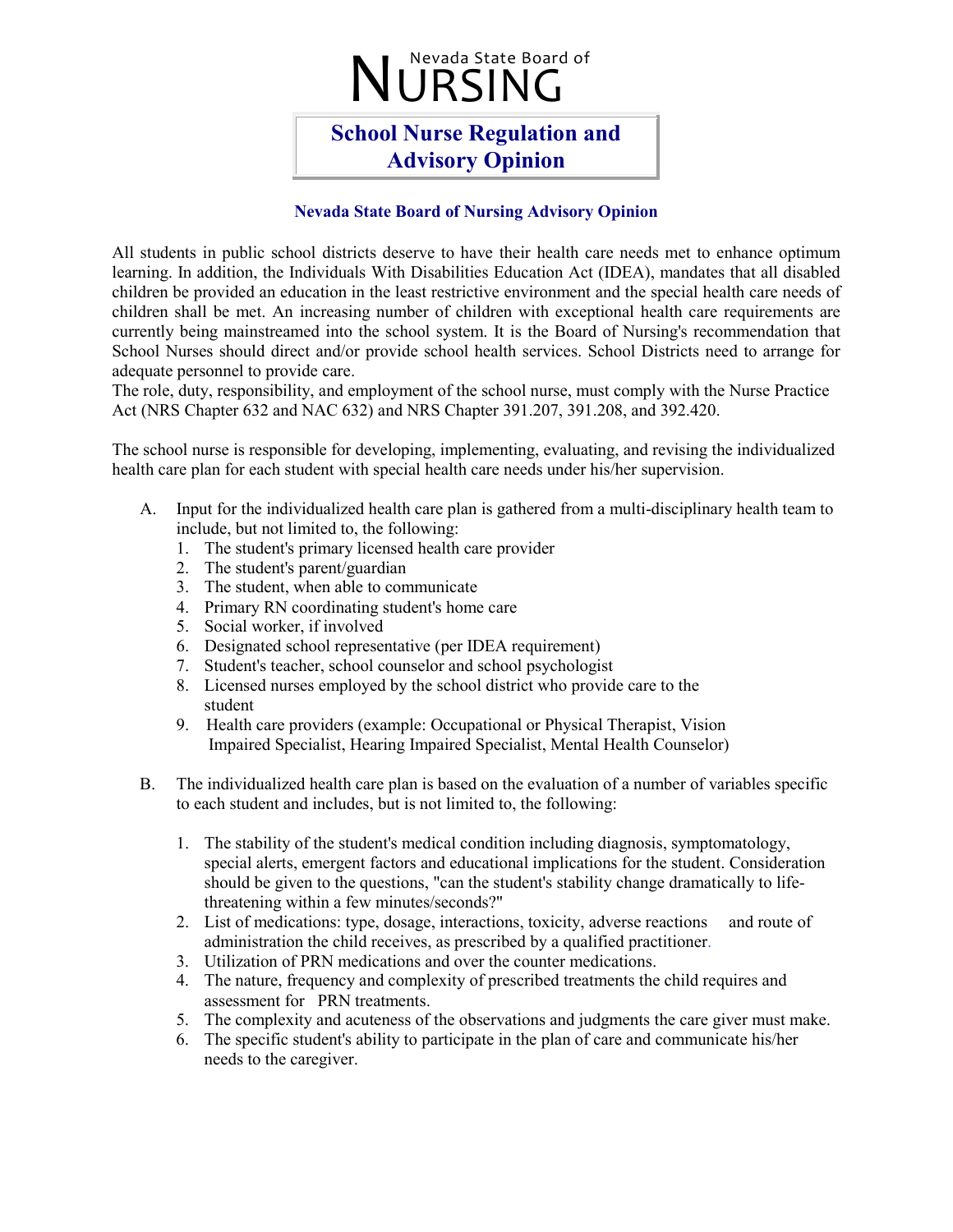# Nevada State Board of NURSING

## School Nurse Regulation and Advisory Opinion

### Nevada State Board of Nursing Advisory Opinion

All students in public school districts deserve to have their health care needs met to enhance optimum learning. In addition, the Individuals With Disabilities Education Act (IDEA), mandates that all disabled children be provided an education in the least restrictive environment and the special health care needs of children shall be met. An increasing number of children with exceptional health care requirements are currently being mainstreamed into the school system. It is the Board of Nursing's recommendation that School Nurses should direct and/or provide school health services. School Districts need to arrange for adequate personnel to provide care.
The role, duty, responsibility, and employment of the school nurse, must comply with the Nurse Practice Act (NRS Chapter 632 and NAC 632) and NRS Chapter 391.207, 391.208, and 392.420.

The school nurse is responsible for developing, implementing, evaluating, and revising the individualized health care plan for each student with special health care needs under his/her supervision.

A. Input for the individualized health care plan is gathered from a multi-disciplinary health team to include, but not limited to, the following:
   1. The student's primary licensed health care provider
   2. The student's parent/guardian
   3. The student, when able to communicate
   4. Primary RN coordinating student's home care
   5. Social worker, if involved
   6. Designated school representative (per IDEA requirement)
   7. Student's teacher, school counselor and school psychologist
   8. Licensed nurses employed by the school district who provide care to the student
   9. Health care providers (example: Occupational or Physical Therapist, Vision Impaired Specialist, Hearing Impaired Specialist, Mental Health Counselor)

B. The individualized health care plan is based on the evaluation of a number of variables specific to each student and includes, but is not limited to, the following:
   1. The stability of the student's medical condition including diagnosis, symptomatology, special alerts, emergent factors and educational implications for the student. Consideration should be given to the questions, "can the student's stability change dramatically to life-threatening within a few minutes/seconds?"
   2. List of medications: type, dosage, interactions, toxicity, adverse reactions and route of administration the child receives, as prescribed by a qualified practitioner.
   3. Utilization of PRN medications and over the counter medications.
   4. The nature, frequency and complexity of prescribed treatments the child requires and assessment for PRN treatments.
   5. The complexity and acuteness of the observations and judgments the care giver must make.
   6. The specific student's ability to participate in the plan of care and communicate his/her needs to the caregiver.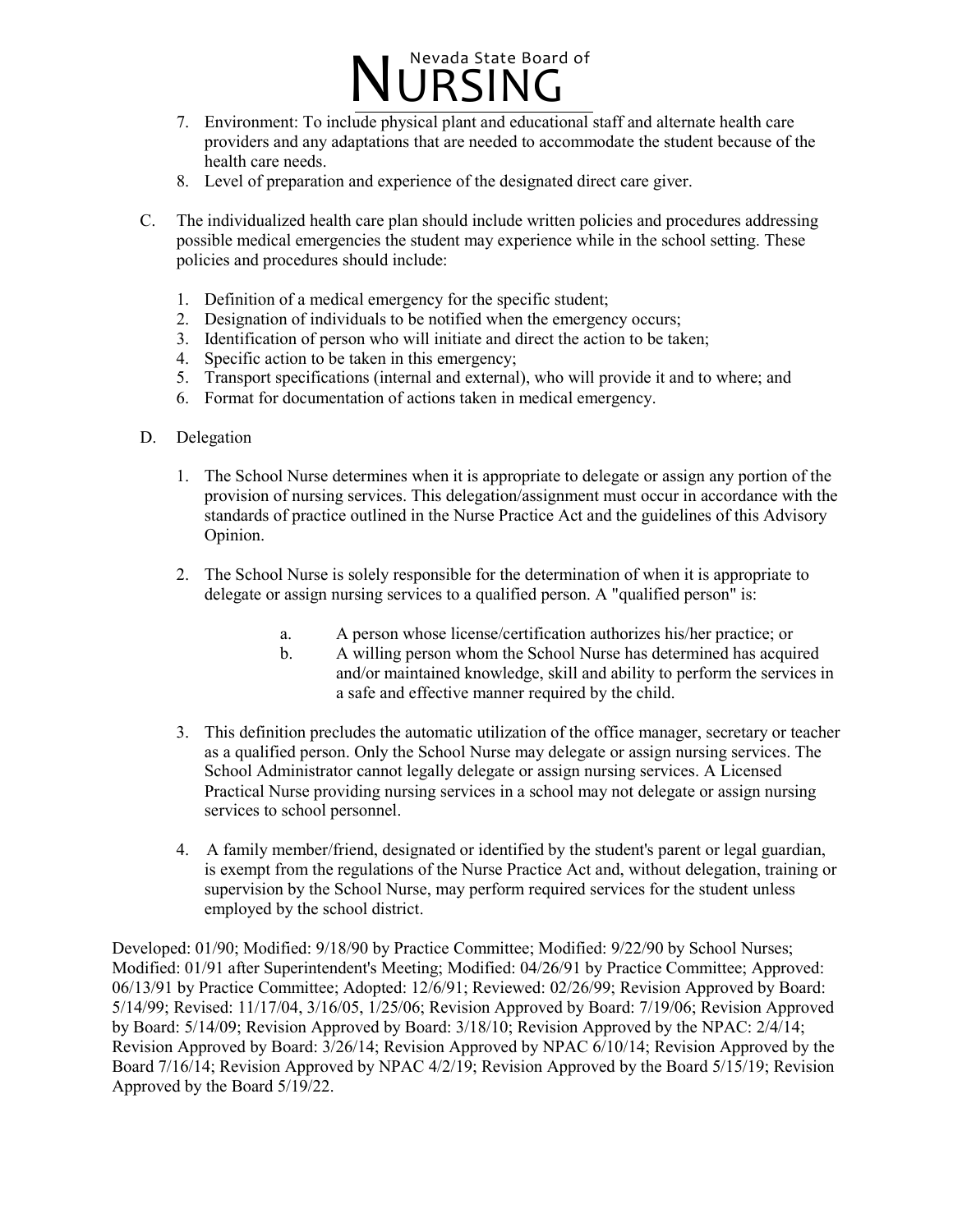7. Environment: To include physical plant and educational staff and alternate health care providers and any adaptations that are needed to accommodate the student because of the health care needs.
8. Level of preparation and experience of the designated direct care giver.

C. The individualized health care plan should include written policies and procedures addressing possible medical emergencies the student may experience while in the school setting. These policies and procedures should include:

   1. Definition of a medical emergency for the specific student;
   2. Designation of individuals to be notified when the emergency occurs;
   3. Identification of person who will initiate and direct the action to be taken;
   4. Specific action to be taken in this emergency;
   5. Transport specifications (internal and external), who will provide it and to where; and
   6. Format for documentation of actions taken in medical emergency.

D. Delegation

   1. The School Nurse determines when it is appropriate to delegate or assign any portion of the provision of nursing services. This delegation/assignment must occur in accordance with the standards of practice outlined in the Nurse Practice Act and the guidelines of this Advisory Opinion.

   2. The School Nurse is solely responsible for the determination of when it is appropriate to delegate or assign nursing services to a qualified person. A "qualified person" is:

      a. A person whose license/certification authorizes his/her practice; or
      b. A willing person whom the School Nurse has determined has acquired and/or maintained knowledge, skill and ability to perform the services in a safe and effective manner required by the child.

   3. This definition precludes the automatic utilization of the office manager, secretary or teacher as a qualified person. Only the School Nurse may delegate or assign nursing services. The School Administrator cannot legally delegate or assign nursing services. A Licensed Practical Nurse providing nursing services in a school may not delegate or assign nursing services to school personnel.

   4. A family member/friend, designated or identified by the student's parent or legal guardian, is exempt from the regulations of the Nurse Practice Act and, without delegation, training or supervision by the School Nurse, may perform required services for the student unless employed by the school district.

Developed: 01/90; Modified: 9/18/90 by Practice Committee; Modified: 9/22/90 by School Nurses; Modified: 01/91 after Superintendent's Meeting; Modified: 04/26/91 by Practice Committee; Approved: 06/13/91 by Practice Committee; Adopted: 12/6/91; Reviewed: 02/26/99; Revision Approved by Board: 5/14/99; Revised: 11/17/04, 3/16/05, 1/25/06; Revision Approved by Board: 7/19/06; Revision Approved by Board: 5/14/09; Revision Approved by Board: 3/18/10; Revision Approved by the NPAC: 2/4/14; Revision Approved by Board: 3/26/14; Revision Approved by NPAC 6/10/14; Revision Approved by the Board 7/16/14; Revision Approved by NPAC 4/2/19; Revision Approved by the Board 5/15/19; Revision Approved by the Board 5/19/22.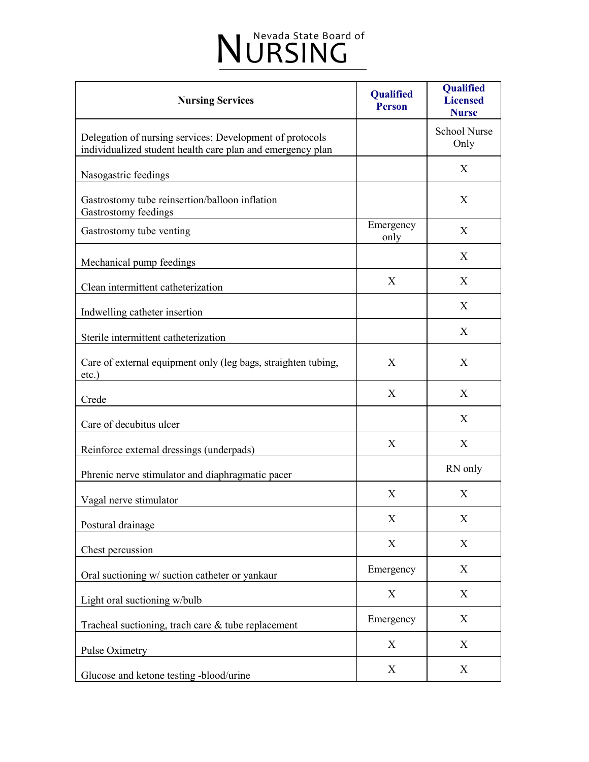Nevada State Board of NURSING

| Nursing Services | Qualified Person | Qualified Licensed Nurse |
|---|---|---|
| Delegation of nursing services; Development of protocols individualized student health care plan and emergency plan | | School Nurse Only |
| Nasogastric feedings | | X |
| Gastrostomy tube reinsertion/balloon inflation Gastrostomy feedings | | X |
| Gastrostomy tube venting | Emergency only | X |
| Mechanical pump feedings | | X |
| Clean intermittent catheterization | X | X |
| Indwelling catheter insertion | | X |
| Sterile intermittent catheterization | | X |
| Care of external equipment only (leg bags, straighten tubing, etc.) | X | X |
| Crede | X | X |
| Care of decubitus ulcer | | X |
| Reinforce external dressings (underpads) | X | X |
| Phrenic nerve stimulator and diaphragmatic pacer | | RN only |
| Vagal nerve stimulator | X | X |
| Postural drainage | X | X |
| Chest percussion | X | X |
| Oral suctioning w/ suction catheter or yankaur | Emergency | X |
| Light oral suctioning w/bulb | X | X |
| Tracheal suctioning, trach care & tube replacement | Emergency | X |
| Pulse Oximetry | X | X |
| Glucose and ketone testing -blood/urine | X | X |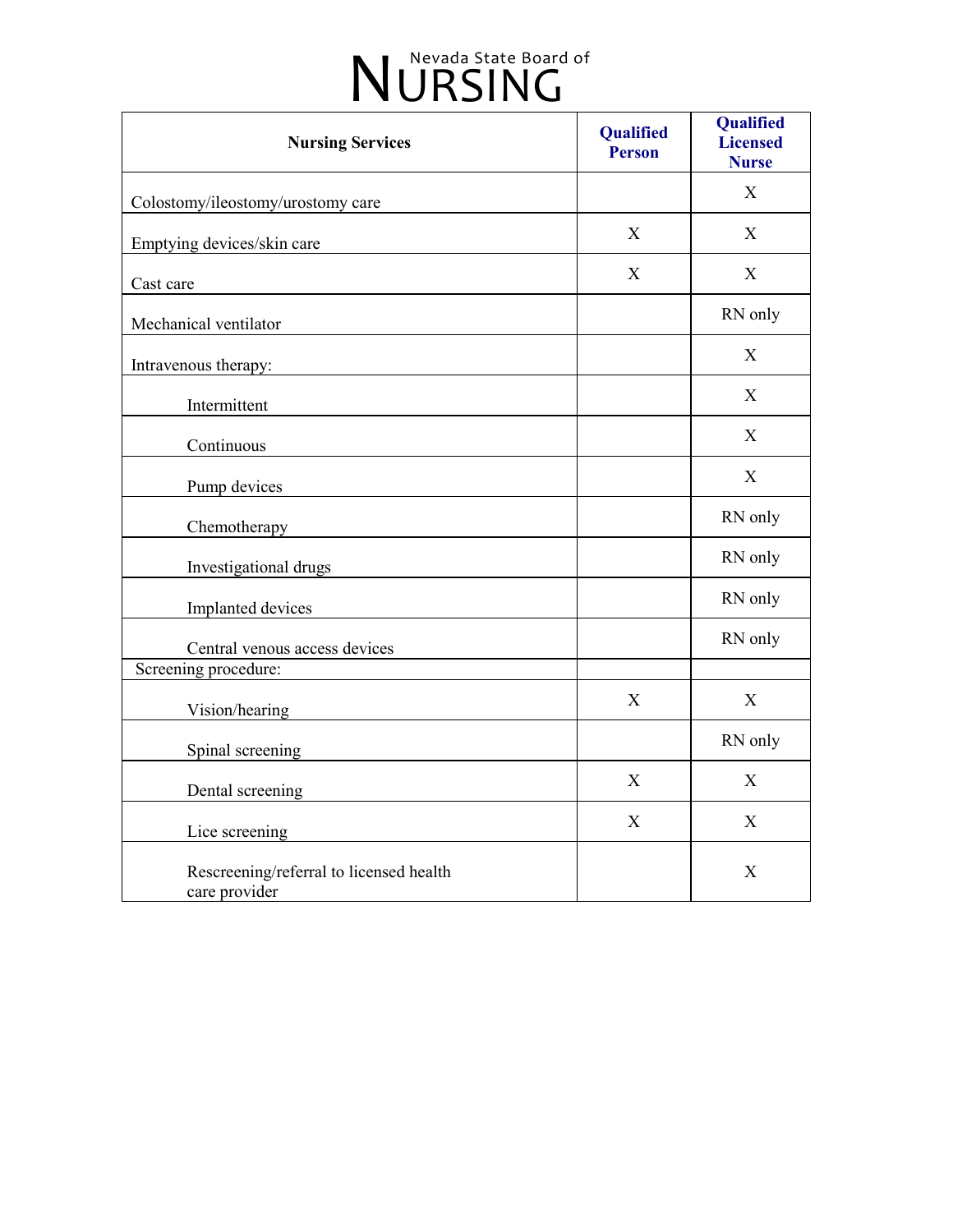| Nursing Services | Qualified Person | Qualified Licensed Nurse |
|---|---|---|
| Colostomy/ileostomy/urostomy care | | X |
| Emptying devices/skin care | X | X |
| Cast care | X | X |
| Mechanical ventilator | | RN only |
| Intravenous therapy: | | X |
| Intermittent | | X |
| Continuous | | X |
| Pump devices | | X |
| Chemotherapy | | RN only |
| Investigational drugs | | RN only |
| Implanted devices | | RN only |
| Central venous access devices | | RN only |
| Screening procedure: | | |
| Vision/hearing | X | X |
| Spinal screening | | RN only |
| Dental screening | X | X |
| Lice screening | X | X |
| Rescreening/referral to licensed health care provider | | X |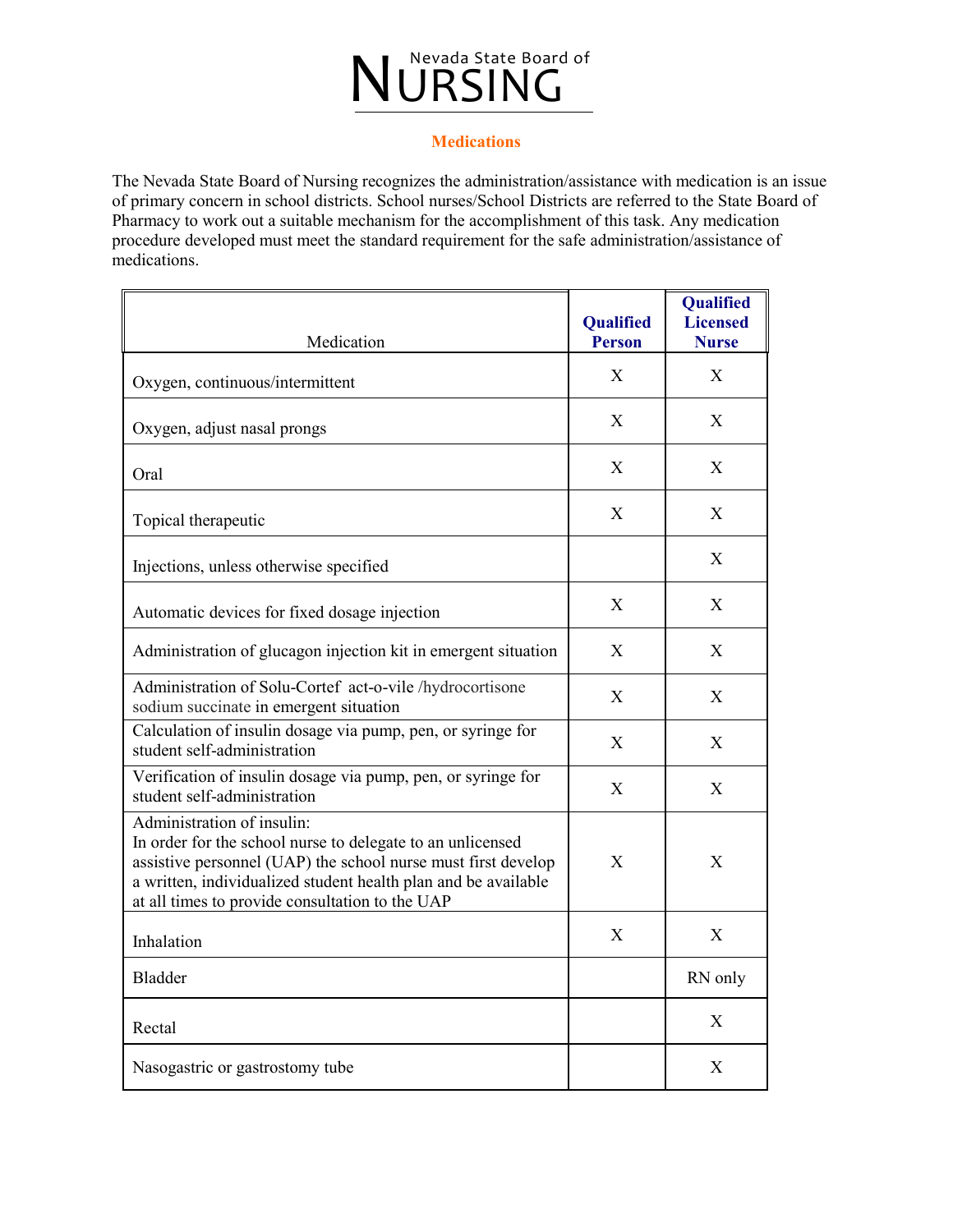Nevada State Board of NURSING

## Medications

The Nevada State Board of Nursing recognizes the administration/assistance with medication is an issue of primary concern in school districts. School nurses/School Districts are referred to the State Board of Pharmacy to work out a suitable mechanism for the accomplishment of this task. Any medication procedure developed must meet the standard requirement for the safe administration/assistance of medications.

| Medication | Qualified Person | Qualified Licensed Nurse |
|---|---|---|
| Oxygen, continuous/intermittent | X | X |
| Oxygen, adjust nasal prongs | X | X |
| Oral | X | X |
| Topical therapeutic | X | X |
| Injections, unless otherwise specified | | X |
| Automatic devices for fixed dosage injection | X | X |
| Administration of glucagon injection kit in emergent situation | X | X |
| Administration of Solu-Cortef act-o-vile /hydrocortisone sodium succinate in emergent situation | X | X |
| Calculation of insulin dosage via pump, pen, or syringe for student self-administration | X | X |
| Verification of insulin dosage via pump, pen, or syringe for student self-administration | X | X |
| Administration of insulin: In order for the school nurse to delegate to an unlicensed assistive personnel (UAP) the school nurse must first develop a written, individualized student health plan and be available at all times to provide consultation to the UAP | X | X |
| Inhalation | X | X |
| Bladder | | RN only |
| Rectal | | X |
| Nasogastric or gastrostomy tube | | X |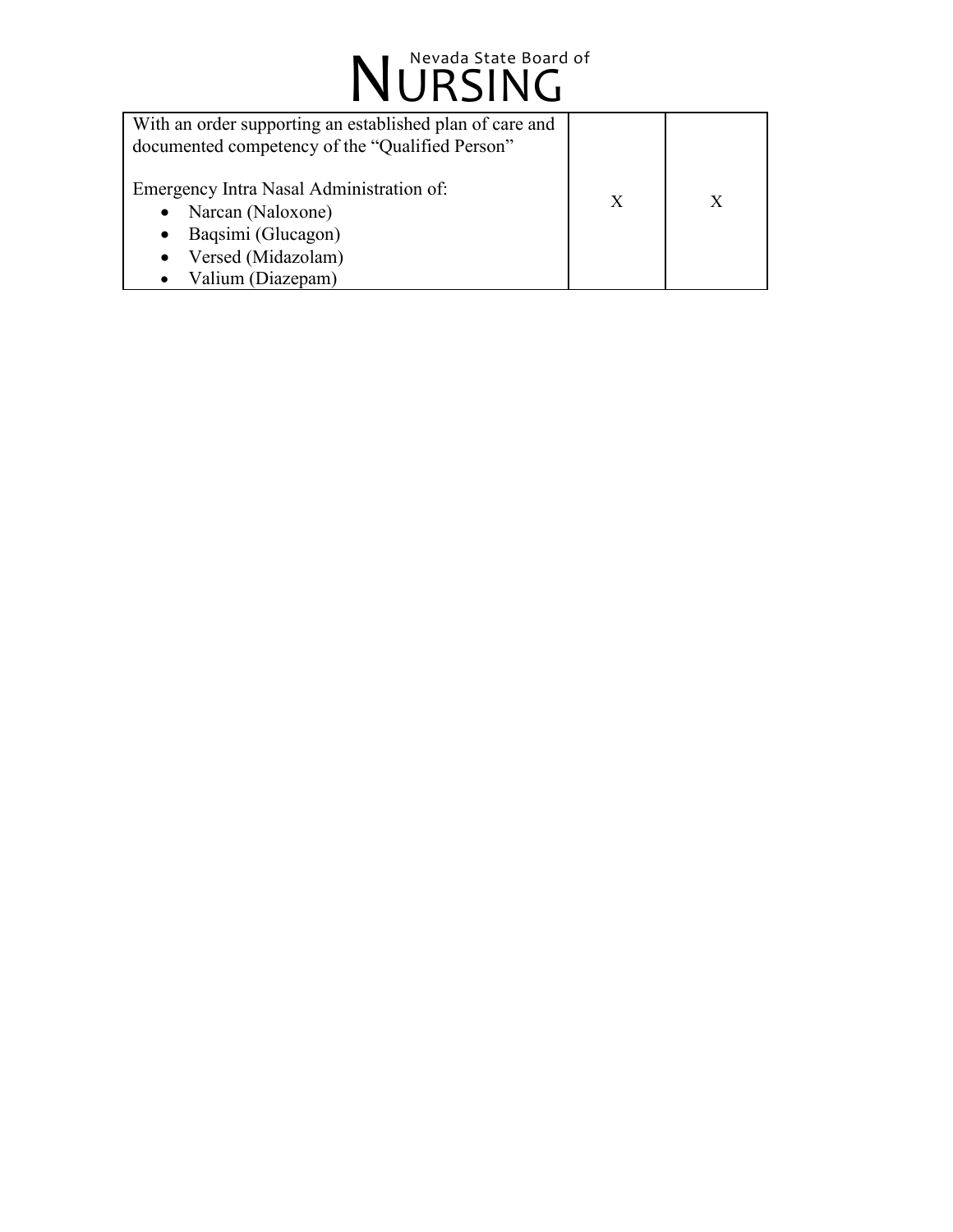| | | |
|---|---|---|
| With an order supporting an established plan of care and documented competency of the "Qualified Person"<br><br>Emergency Intra Nasal Administration of:<br>• Narcan (Naloxone)<br>• Baqsimi (Glucagon)<br>• Versed (Midazolam)<br>• Valium (Diazepam) | X | X |